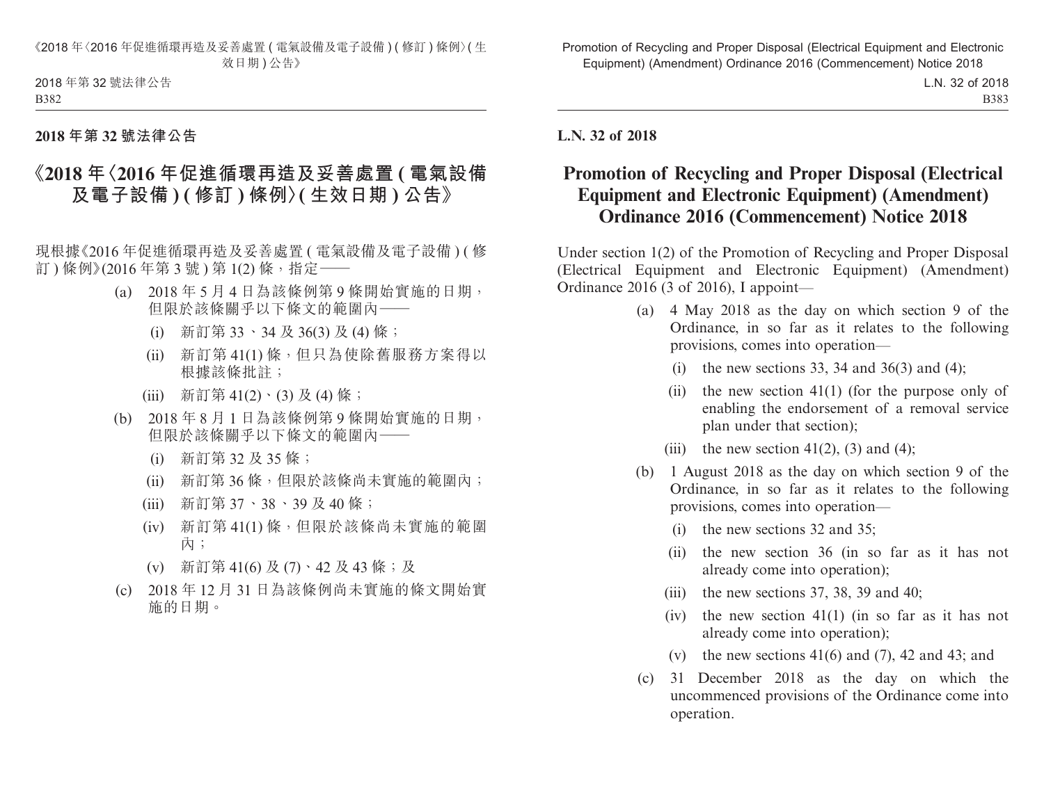**2018 年第 32 號法律公告**

# 《2018 年〈2016 年促進循環再造及妥善處置 ( 電氣設備及電子設備 ) ( 修訂 ) 條例〉( 生效日期 ) 公告》

現根據《2016 年促進循環再造及妥善處置 ( 電氣設備及電子設備 ) ( 修訂 ) 條例》(2016 年第 3 號 ) 第 1(2) 條，指定——

- (a) 2018 年 5 月 4 日為該條例第 9 條開始實施的日期，但限於該條關乎以下條文的範圍內——
  - (i) 新訂第 33、34 及 36(3) 及 (4) 條；
  - (ii) 新訂第 41(1) 條，但只為使除舊服務方案得以根據該條批註；
  - (iii) 新訂第 41(2)、(3) 及 (4) 條；
- (b) 2018 年 8 月 1 日為該條例第 9 條開始實施的日期，但限於該條關乎以下條文的範圍內——
  - (i) 新訂第 32 及 35 條；
  - (ii) 新訂第 36 條，但限於該條尚未實施的範圍內；
  - (iii) 新訂第 37、38、39 及 40 條；
  - (iv) 新訂第 41(1) 條，但限於該條尚未實施的範圍內；
  - (v) 新訂第 41(6) 及 (7)、42 及 43 條；及
- (c) 2018 年 12 月 31 日為該條例尚未實施的條文開始實施的日期。

**L.N. 32 of 2018**

# Promotion of Recycling and Proper Disposal (Electrical Equipment and Electronic Equipment) (Amendment) Ordinance 2016 (Commencement) Notice 2018

Under section 1(2) of the Promotion of Recycling and Proper Disposal (Electrical Equipment and Electronic Equipment) (Amendment) Ordinance 2016 (3 of 2016), I appoint—

- (a) 4 May 2018 as the day on which section 9 of the Ordinance, in so far as it relates to the following provisions, comes into operation—
  - (i) the new sections 33, 34 and 36(3) and (4);
  - (ii) the new section 41(1) (for the purpose only of enabling the endorsement of a removal service plan under that section);
  - (iii) the new section 41(2), (3) and (4);
- (b) 1 August 2018 as the day on which section 9 of the Ordinance, in so far as it relates to the following provisions, comes into operation—
  - (i) the new sections 32 and 35;
  - (ii) the new section 36 (in so far as it has not already come into operation);
  - (iii) the new sections 37, 38, 39 and 40;
  - (iv) the new section 41(1) (in so far as it has not already come into operation);
  - (v) the new sections 41(6) and (7), 42 and 43; and
- (c) 31 December 2018 as the day on which the uncommenced provisions of the Ordinance come into operation.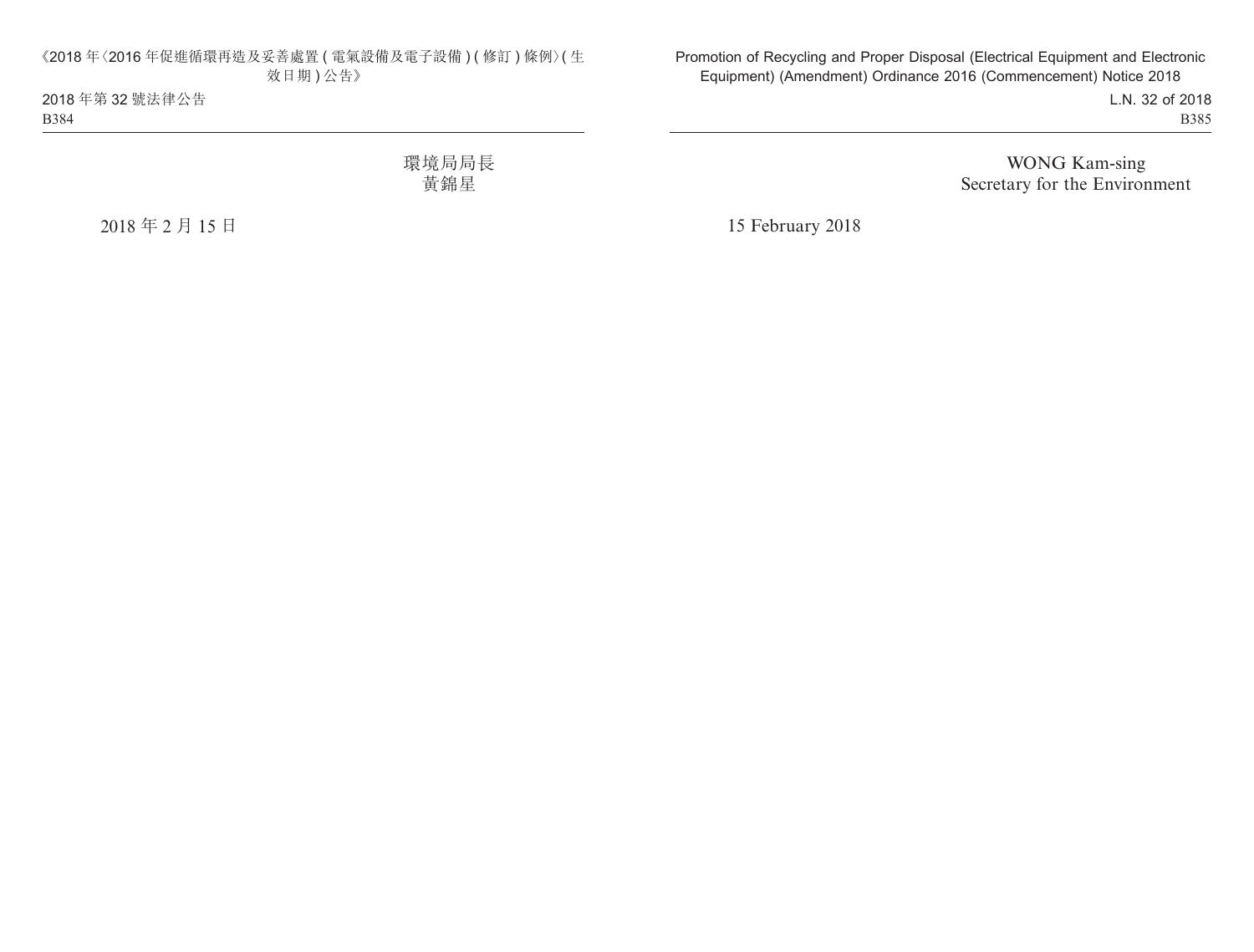環境局局長
黃錦星

2018 年 2 月 15 日

WONG Kam-sing
Secretary for the Environment

15 February 2018